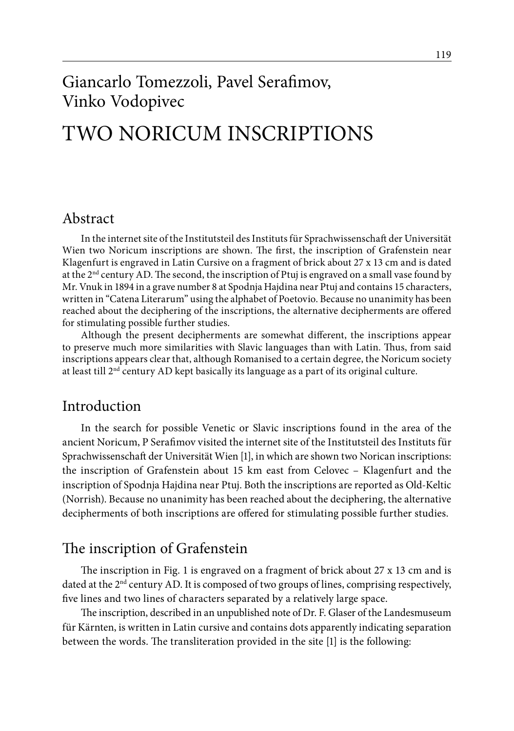Giancarlo Tomezzoli, Pavel Serafimov, Vinko Vodopivec

# TWO NORICUM INSCRIPTIONS

## Abstract

In the internet site of the Institutsteil des Instituts für Sprachwissenschaft der Universität Wien two Noricum inscriptions are shown. The first, the inscription of Grafenstein near Klagenfurt is engraved in Latin Cursive on a fragment of brick about 27 x 13 cm and is dated at the 2nd century AD. The second, the inscription of Ptuj is engraved on a small vase found by Mr. Vnuk in 1894 in a grave number 8 at Spodnja Hajdina near Ptuj and contains 15 characters, written in "Catena Literarum" using the alphabet of Poetovio. Because no unanimity has been reached about the deciphering of the inscriptions, the alternative decipherments are offered for stimulating possible further studies.

Although the present decipherments are somewhat different, the inscriptions appear to preserve much more similarities with Slavic languages than with Latin. Thus, from said inscriptions appears clear that, although Romanised to a certain degree, the Noricum society at least till 2nd century AD kept basically its language as a part of its original culture.

## Introduction

In the search for possible Venetic or Slavic inscriptions found in the area of the ancient Noricum, P Serafimov visited the internet site of the Institutsteil des Instituts für Sprachwissenschaft der Universität Wien [1], in which are shown two Norican inscriptions: the inscription of Grafenstein about 15 km east from Celovec – Klagenfurt and the inscription of Spodnja Hajdina near Ptuj. Both the inscriptions are reported as Old-Keltic (Norrish). Because no unanimity has been reached about the deciphering, the alternative decipherments of both inscriptions are offered for stimulating possible further studies.

## The inscription of Grafenstein

The inscription in Fig. 1 is engraved on a fragment of brick about 27 x 13 cm and is dated at the 2nd century AD. It is composed of two groups of lines, comprising respectively, five lines and two lines of characters separated by a relatively large space.

The inscription, described in an unpublished note of Dr. F. Glaser of the Landesmuseum für Kärnten, is written in Latin cursive and contains dots apparently indicating separation between the words. The transliteration provided in the site [1] is the following: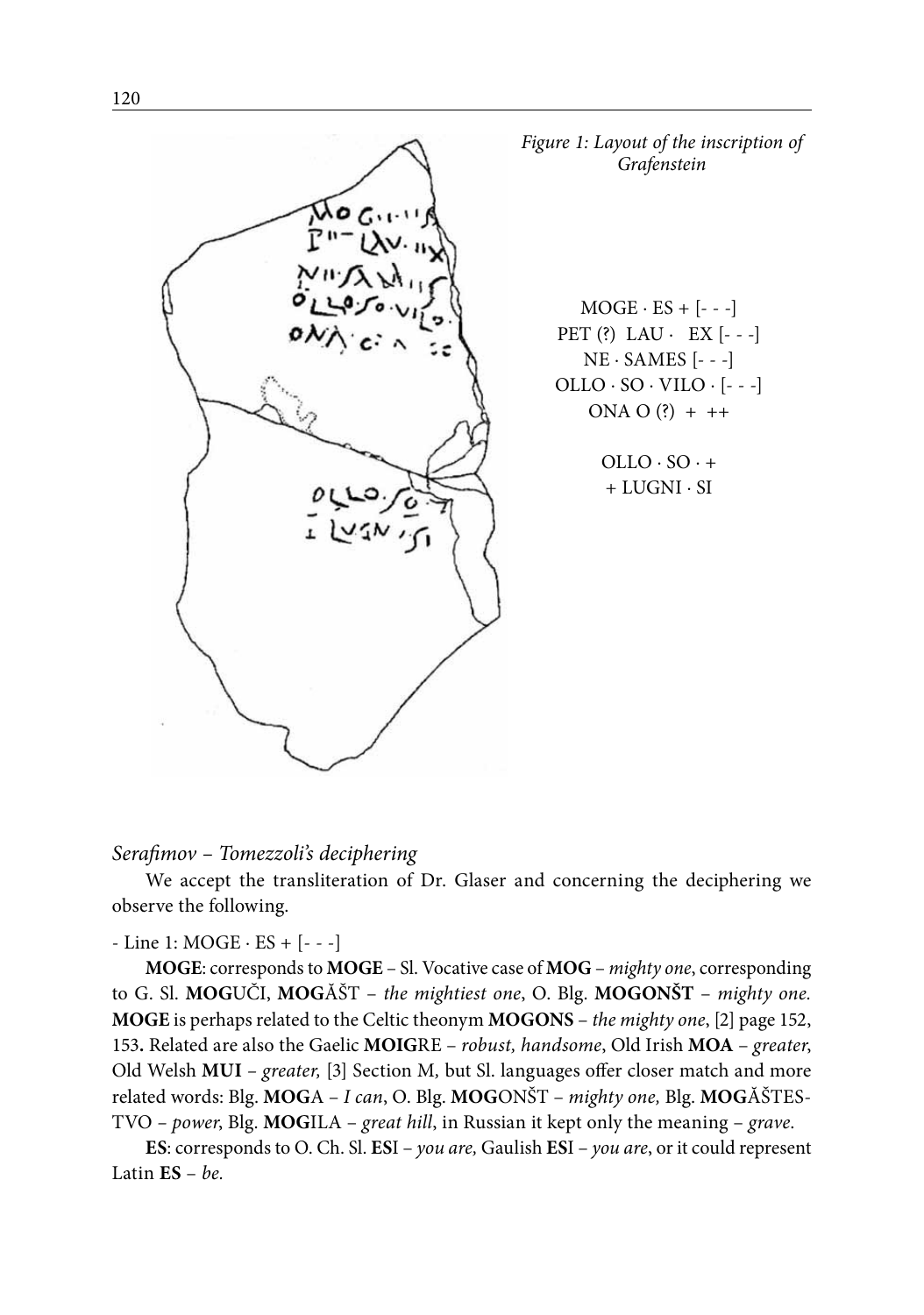*Figure 1: Layout of the inscription of Grafenstein*

MOGE · ES + [- - -]
PET (?) LAU · EX [- - -]
NE · SAMES [- - -]
OLLO · SO · VILO · [- - -]
ONA O (?) + ++

OLLO · SO · +
+ LUGNI · SI

*Serafimov – Tomezzoli's deciphering*

We accept the transliteration of Dr. Glaser and concerning the deciphering we observe the following.

- Line 1: MOGE · ES + [- - -]

**MOGE**: corresponds to **MOGE** – Sl. Vocative case of **MOG** – *mighty one*, corresponding to G. Sl. **MOG**UČI, **MOG**ĂŠT – *the mightiest one*, O. Blg. **MOGONŠT** – *mighty one*. **MOGE** is perhaps related to the Celtic theonym **MOGONS** – *the mighty one*, [2] page 152, 153**.** Related are also the Gaelic **MOIG**RE – *robust, handsome*, Old Irish **MOA** – *greater*, Old Welsh **MUI** – *greater,* [3] Section M, but Sl. languages offer closer match and more related words: Blg. **MOG**A – *I can*, O. Blg. **MOG**ONŠT – *mighty one,* Blg. **MOG**ĂŠTESTVO – *power*, Blg. **MOG**ILA – *great hill*, in Russian it kept only the meaning – *grave*.

**ES**: corresponds to O. Ch. Sl. **ES**I – *you are,* Gaulish **ES**I – *you are*, or it could represent Latin **ES** – *be.*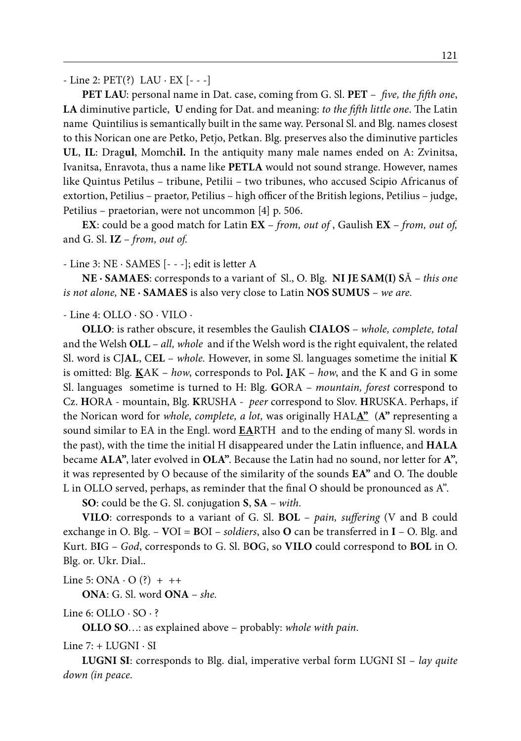- Line 2: PET(?) LAU · EX [- - -]

**PET LAU**: personal name in Dat. case, coming from G. Sl. **PET** – *five, the fifth one*, **LA** diminutive particle, **U** ending for Dat. and meaning: *to the fifth little one*. The Latin name Quintilius is semantically built in the same way. Personal Sl. and Blg. names closest to this Norican one are Petko, Petjo, Petkan. Blg. preserves also the diminutive particles **UL**, **IL**: Drag**ul**, Momch**il.** In the antiquity many male names ended on A: Zvinitsa, Ivanitsa, Enravota, thus a name like **PETLA** would not sound strange. However, names like Quintus Petilus – tribune, Petilii – two tribunes, who accused Scipio Africanus of extortion, Petilius – praetor, Petilius – high officer of the British legions, Petilius – judge, Petilius – praetorian, were not uncommon [4] p. 506.

**EX**: could be a good match for Latin **EX** – *from, out of* , Gaulish **EX** – *from, out of,* and G. Sl. **IZ** – *from, out of.*

- Line 3: NE · SAMES [- - -]; edit is letter A

**NE · SAMAES**: corresponds to a variant of Sl., O. Blg. **NI JE SAM(I) S**Ă – *this one is not alone,* **NE · SAMAES** is also very close to Latin **NOS SUMUS** – *we are.*

- Line 4: OLLO · SO · VILO ·

**OLLO**: is rather obscure, it resembles the Gaulish **CIALOS** – *whole, complete, total* and the Welsh **OLL** – *all, whole* and if the Welsh word is the right equivalent, the related Sl. word is CJ**AL**, C**EL** – *whole.* However, in some Sl. languages sometime the initial **K** is omitted: Blg. **K**AK – *how*, corresponds to Pol**. J**AK – *how*, and the K and G in some Sl. languages sometime is turned to H: Blg. **G**ORA – *mountain, forest* correspond to Cz. **H**ORA - mountain, Blg. **K**RUSHA - *peer* correspond to Slov. **H**RUSKA. Perhaps, if the Norican word for *whole, complete, a lot,* was originally HAL**A”** (**A”** representing a sound similar to EA in the Engl. word **EA**RTH and to the ending of many Sl. words in the past), with the time the initial H disappeared under the Latin influence, and **HALA** became **ALA”**, later evolved in **OLA”**. Because the Latin had no sound, nor letter for **A”**, it was represented by O because of the similarity of the sounds **EA”** and O. The double L in OLLO served, perhaps, as reminder that the final O should be pronounced as A”.

**SO**: could be the G. Sl. conjugation **S**, **SA** – *with.*

**VILO**: corresponds to a variant of G. Sl. **BOL** – *pain, suffering* (V and B could exchange in O. Blg. – **V**OI = **B**OI – *soldiers*, also **O** can be transferred in **I** – O. Blg. and Kurt. B**I**G – *God*, corresponds to G. Sl. B**O**G, so **VILO** could correspond to **BOL** in O. Blg. or. Ukr. Dial..

Line 5: ONA · O (?) + ++

**ONA**: G. Sl. word **ONA** – *she.*

Line 6: OLLO · SO · ?

**OLLO SO**…: as explained above – probably: *whole with pain.*

Line 7: + LUGNI · SI

**LUGNI SI**: corresponds to Blg. dial, imperative verbal form LUGNI SI – *lay quite down (in peace.*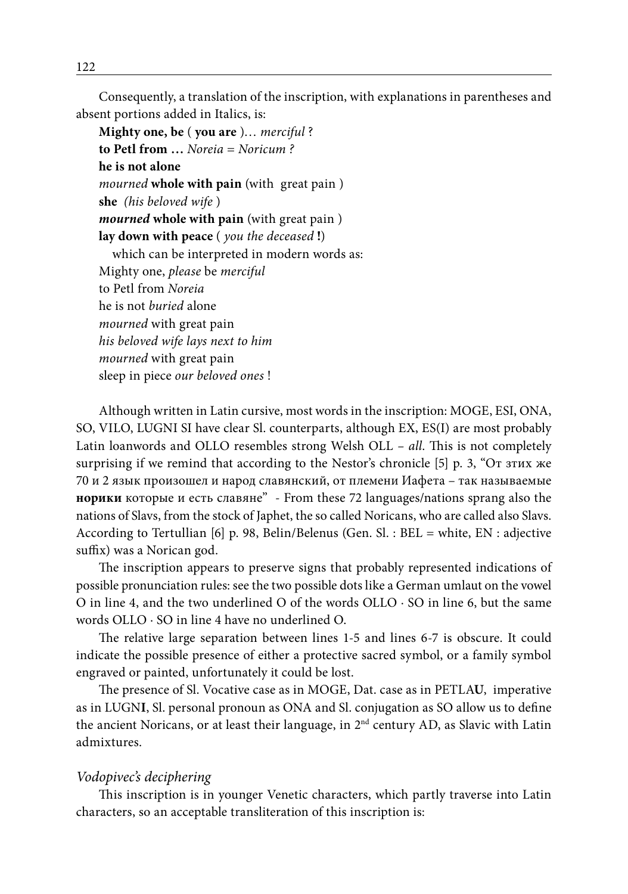Consequently, a translation of the inscription, with explanations in parentheses and absent portions added in Italics, is:

**Mighty one, be** ( **you are** )… *merciful* ?
**to Petl from …** *Noreia = Noricum ?*
**he is not alone**
*mourned* **whole with pain** (with great pain )
**she** *(his beloved wife* )
***mourned*** **whole with pain** (with great pain )
**lay down with peace** ( *you the deceased* **!**)

which can be interpreted in modern words as:

Mighty one, *please* be *merciful*
to Petl from *Noreia*
he is not *buried* alone
*mourned* with great pain
*his beloved wife lays next to him*
*mourned* with great pain
sleep in piece *our beloved ones* !

Although written in Latin cursive, most words in the inscription: MOGE, ESI, ONA, SO, VILO, LUGNI SI have clear Sl. counterparts, although EX, ES(I) are most probably Latin loanwords and OLLO resembles strong Welsh OLL – *all*. This is not completely surprising if we remind that according to the Nestor's chronicle [5] p. 3, "От этих же 70 и 2 язык произошел и народ славянский, от племени Иафета – так называемые **норики** которые и есть славяне" - From these 72 languages/nations sprang also the nations of Slavs, from the stock of Japhet, the so called Noricans, who are called also Slavs. According to Tertullian [6] p. 98, Belin/Belenus (Gen. Sl. : BEL = white, EN : adjective suffix) was a Norican god.

The inscription appears to preserve signs that probably represented indications of possible pronunciation rules: see the two possible dots like a German umlaut on the vowel O in line 4, and the two underlined O of the words OLLO · SO in line 6, but the same words OLLO · SO in line 4 have no underlined O.

The relative large separation between lines 1-5 and lines 6-7 is obscure. It could indicate the possible presence of either a protective sacred symbol, or a family symbol engraved or painted, unfortunately it could be lost.

The presence of Sl. Vocative case as in MOGE, Dat. case as in PETLA**U**, imperative as in LUGN**I**, Sl. personal pronoun as ONA and Sl. conjugation as SO allow us to define the ancient Noricans, or at least their language, in 2nd century AD, as Slavic with Latin admixtures.

*Vodopivec's deciphering*

This inscription is in younger Venetic characters, which partly traverse into Latin characters, so an acceptable transliteration of this inscription is: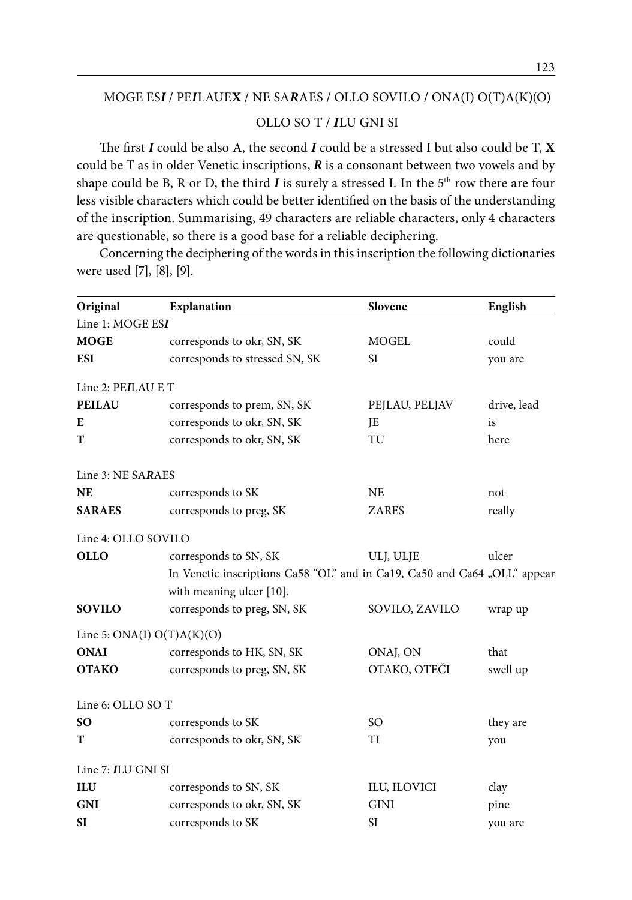MOGE ES***I*** / PE***I***LAUE**X** / NE SA***R***AES / OLLO SOVILO / ONA(I) O(T)A(K)(O)

OLLO SO T / ***I***LU GNI SI

The first ***I*** could be also A, the second ***I*** could be a stressed I but also could be T, **X** could be T as in older Venetic inscriptions, ***R*** is a consonant between two vowels and by shape could be B, R or D, the third ***I*** is surely a stressed I. In the 5th row there are four less visible characters which could be better identified on the basis of the understanding of the inscription. Summarising, 49 characters are reliable characters, only 4 characters are questionable, so there is a good base for a reliable deciphering.

Concerning the deciphering of the words in this inscription the following dictionaries were used [7], [8], [9].

| Original | Explanation | Slovene | English |
|---|---|---|---|
| Line 1: MOGE ES***I*** | | | |
| **MOGE** | corresponds to okr, SN, SK | MOGEL | could |
| **ESI** | corresponds to stressed SN, SK | SI | you are |
| Line 2: PE***I***LAU E T | | | |
| **PEILAU** | corresponds to prem, SN, SK | PEJLAU, PELJAV | drive, lead |
| **E** | corresponds to okr, SN, SK | JE | is |
| **T** | corresponds to okr, SN, SK | TU | here |
| Line 3: NE SA***R***AES | | | |
| **NE** | corresponds to SK | NE | not |
| **SARAES** | corresponds to preg, SK | ZARES | really |
| Line 4: OLLO SOVILO | | | |
| **OLLO** | corresponds to SN, SK | ULJ, ULJE | ulcer |
| | In Venetic inscriptions Ca58 "OL" and in Ca19, Ca50 and Ca64 „OLL" appear with meaning ulcer [10]. | | |
| **SOVILO** | corresponds to preg, SN, SK | SOVILO, ZAVILO | wrap up |
| Line 5: ONA(I) O(T)A(K)(O) | | | |
| **ONAI** | corresponds to HK, SN, SK | ONAJ, ON | that |
| **OTAKO** | corresponds to preg, SN, SK | OTAKO, OTEČI | swell up |
| Line 6: OLLO SO T | | | |
| **SO** | corresponds to SK | SO | they are |
| **T** | corresponds to okr, SN, SK | TI | you |
| Line 7: ***I***LU GNI SI | | | |
| **ILU** | corresponds to SN, SK | ILU, ILOVICI | clay |
| **GNI** | corresponds to okr, SN, SK | GINI | pine |
| **SI** | corresponds to SK | SI | you are |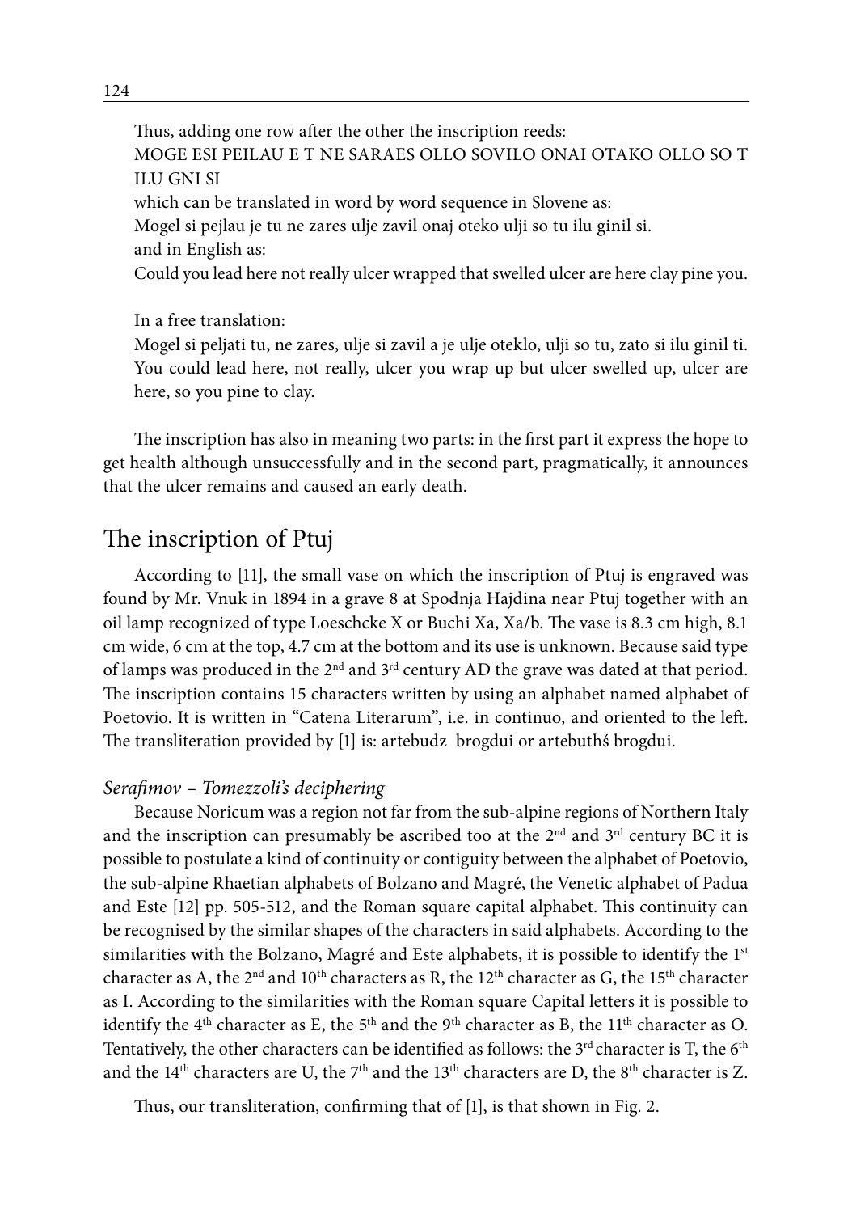Thus, adding one row after the other the inscription reeds:

MOGE ESI PEILAU E T NE SARAES OLLO SOVILO ONAI OTAKO OLLO SO T ILU GNI SI

which can be translated in word by word sequence in Slovene as:

Mogel si pejlau je tu ne zares ulje zavil onaj oteko ulji so tu ilu ginil si.

and in English as:

Could you lead here not really ulcer wrapped that swelled ulcer are here clay pine you.

In a free translation:

Mogel si peljati tu, ne zares, ulje si zavil a je ulje oteklo, ulji so tu, zato si ilu ginil ti. You could lead here, not really, ulcer you wrap up but ulcer swelled up, ulcer are here, so you pine to clay.

The inscription has also in meaning two parts: in the first part it express the hope to get health although unsuccessfully and in the second part, pragmatically, it announces that the ulcer remains and caused an early death.

## The inscription of Ptuj

According to [11], the small vase on which the inscription of Ptuj is engraved was found by Mr. Vnuk in 1894 in a grave 8 at Spodnja Hajdina near Ptuj together with an oil lamp recognized of type Loeschcke X or Buchi Xa, Xa/b. The vase is 8.3 cm high, 8.1 cm wide, 6 cm at the top, 4.7 cm at the bottom and its use is unknown. Because said type of lamps was produced in the 2nd and 3rd century AD the grave was dated at that period. The inscription contains 15 characters written by using an alphabet named alphabet of Poetovio. It is written in "Catena Literarum", i.e. in continuo, and oriented to the left. The transliteration provided by [1] is: artebudz brogdui or artebuthś brogdui.

### *Serafimov – Tomezzoli's deciphering*

Because Noricum was a region not far from the sub-alpine regions of Northern Italy and the inscription can presumably be ascribed too at the 2nd and 3rd century BC it is possible to postulate a kind of continuity or contiguity between the alphabet of Poetovio, the sub-alpine Rhaetian alphabets of Bolzano and Magré, the Venetic alphabet of Padua and Este [12] pp. 505-512, and the Roman square capital alphabet. This continuity can be recognised by the similar shapes of the characters in said alphabets. According to the similarities with the Bolzano, Magré and Este alphabets, it is possible to identify the 1st character as A, the 2nd and 10th characters as R, the 12th character as G, the 15th character as I. According to the similarities with the Roman square Capital letters it is possible to identify the 4th character as E, the 5th and the 9th character as B, the 11th character as O. Tentatively, the other characters can be identified as follows: the 3rd character is T, the 6th and the 14th characters are U, the 7th and the 13th characters are D, the 8th character is Z.

Thus, our transliteration, confirming that of [1], is that shown in Fig. 2.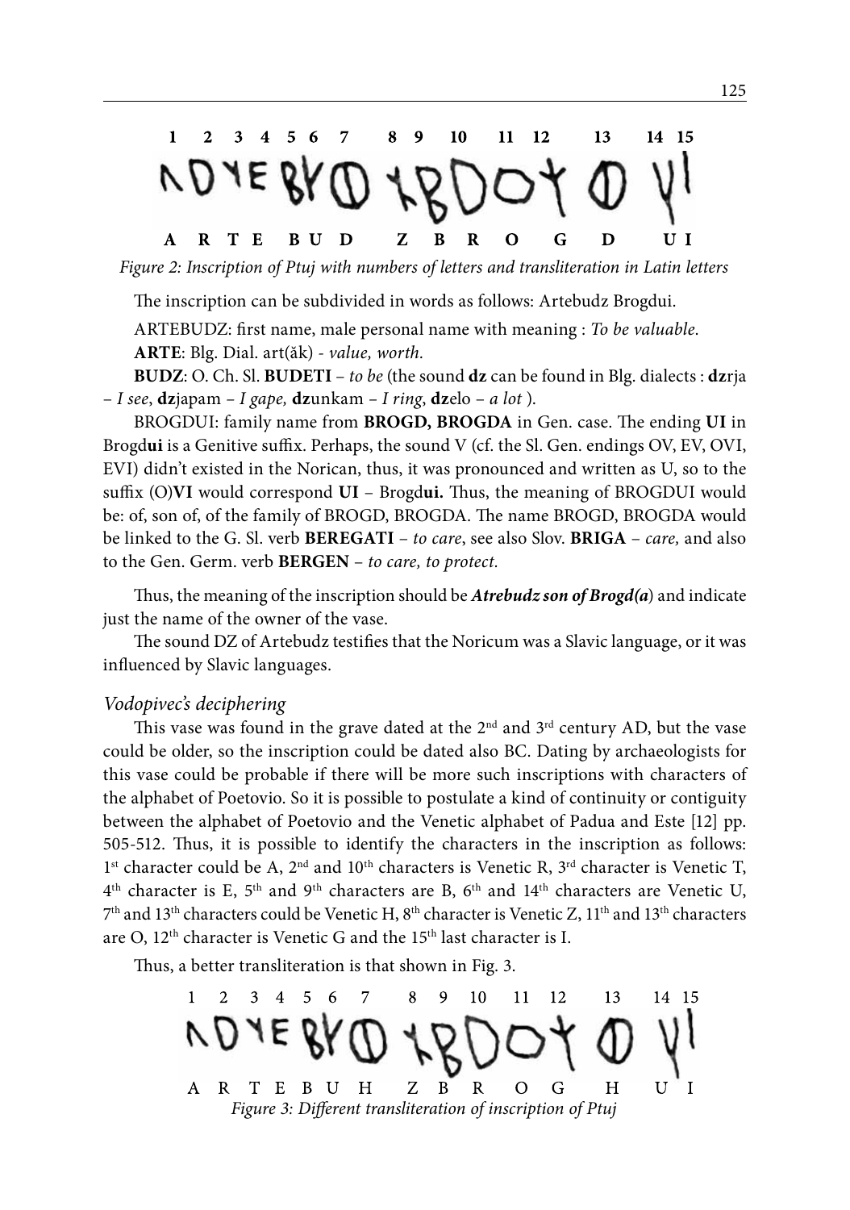1 2 3 4 5 6 7 8 9 10 11 12 13 14 15

A R T E B U D Z B R O G D U I

*Figure 2: Inscription of Ptuj with numbers of letters and transliteration in Latin letters*

The inscription can be subdivided in words as follows: Artebudz Brogdui.

ARTEBUDZ: first name, male personal name with meaning : *To be valuable.*

**ARTE**: Blg. Dial. art(ǎk) - *value, worth.*

**BUDZ**: O. Ch. Sl. **BUDETI** – *to be* (the sound **dz** can be found in Blg. dialects : **dz**rja – *I see*, **dz**japam – *I gape,* **dz**unkam – *I ring*, **dz**elo – *a lot* ).

BROGDUI: family name from **BROGD, BROGDA** in Gen. case. The ending **UI** in Brogd**ui** is a Genitive suffix. Perhaps, the sound V (cf. the Sl. Gen. endings OV, EV, OVI, EVI) didn't existed in the Norican, thus, it was pronounced and written as U, so to the suffix (O)**VI** would correspond **UI** – Brogd**ui.** Thus, the meaning of BROGDUI would be: of, son of, of the family of BROGD, BROGDA. The name BROGD, BROGDA would be linked to the G. Sl. verb **BEREGATI** – *to care*, see also Slov. **BRIGA** – *care,* and also to the Gen. Germ. verb **BERGEN** – *to care, to protect.*

Thus, the meaning of the inscription should be ***Atrebudz son of Brogd(a***) and indicate just the name of the owner of the vase.

The sound DZ of Artebudz testifies that the Noricum was a Slavic language, or it was influenced by Slavic languages.

### *Vodopivec's deciphering*

This vase was found in the grave dated at the 2nd and 3rd century AD, but the vase could be older, so the inscription could be dated also BC. Dating by archaeologists for this vase could be probable if there will be more such inscriptions with characters of the alphabet of Poetovio. So it is possible to postulate a kind of continuity or contiguity between the alphabet of Poetovio and the Venetic alphabet of Padua and Este [12] pp. 505-512. Thus, it is possible to identify the characters in the inscription as follows: 1st character could be A, 2nd and 10th characters is Venetic R, 3rd character is Venetic T, 4th character is E, 5th and 9th characters are B, 6th and 14th characters are Venetic U, 7th and 13th characters could be Venetic H, 8th character is Venetic Z, 11th and 13th characters are O, 12th character is Venetic G and the 15th last character is I.

Thus, a better transliteration is that shown in Fig. 3.

1 2 3 4 5 6 7 8 9 10 11 12 13 14 15

A R T E B U H Z B R O G H U I

*Figure 3: Different transliteration of inscription of Ptuj*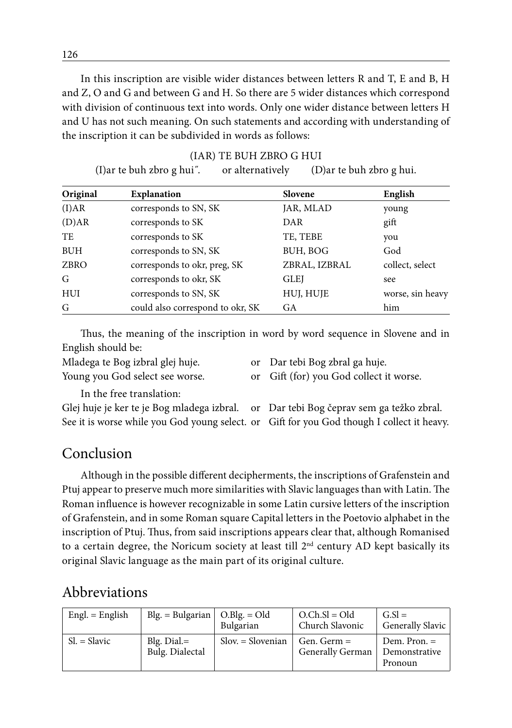In this inscription are visible wider distances between letters R and T, E and B, H and Z, O and G and between G and H. So there are 5 wider distances which correspond with division of continuous text into words. Only one wider distance between letters H and U has not such meaning. On such statements and according with understanding of the inscription it can be subdivided in words as follows:

(IAR) TE BUH ZBRO G HUI

(I)ar te buh zbro g hui″. or alternatively (D)ar te buh zbro g hui.

| Original | Explanation | Slovene | English |
|---|---|---|---|
| (I)AR | corresponds to SN, SK | JAR, MLAD | young |
| (D)AR | corresponds to SK | DAR | gift |
| TE | corresponds to SK | TE, TEBE | you |
| BUH | corresponds to SN, SK | BUH, BOG | God |
| ZBRO | corresponds to okr, preg, SK | ZBRAL, IZBRAL | collect, select |
| G | corresponds to okr, SK | GLEJ | see |
| HUI | corresponds to SN, SK | HUJ, HUJE | worse, sin heavy |
| G | could also correspond to okr, SK | GA | him |

Thus, the meaning of the inscription in word by word sequence in Slovene and in English should be:

Mladega te Bog izbral glej huje. or Dar tebi Bog zbral ga huje.
Young you God select see worse. or Gift (for) you God collect it worse.

In the free translation:

Glej huje je ker te je Bog mladega izbral. or Dar tebi Bog čeprav sem ga težko zbral.
See it is worse while you God young select. or Gift for you God though I collect it heavy.

## Conclusion

Although in the possible different decipherments, the inscriptions of Grafenstein and Ptuj appear to preserve much more similarities with Slavic languages than with Latin. The Roman influence is however recognizable in some Latin cursive letters of the inscription of Grafenstein, and in some Roman square Capital letters in the Poetovio alphabet in the inscription of Ptuj. Thus, from said inscriptions appears clear that, although Romanised to a certain degree, the Noricum society at least till 2nd century AD kept basically its original Slavic language as the main part of its original culture.

## Abbreviations

| | | | | |
|---|---|---|---|---|
| Engl. = English | Blg. = Bulgarian | O.Blg. = Old Bulgarian | O.Ch.Sl = Old Church Slavonic | G.Sl = Generally Slavic |
| Sl. = Slavic | Blg. Dial.= Bulg. Dialectal | Slov. = Slovenian | Gen. Germ = Generally German | Dem. Pron. = Demonstrative Pronoun |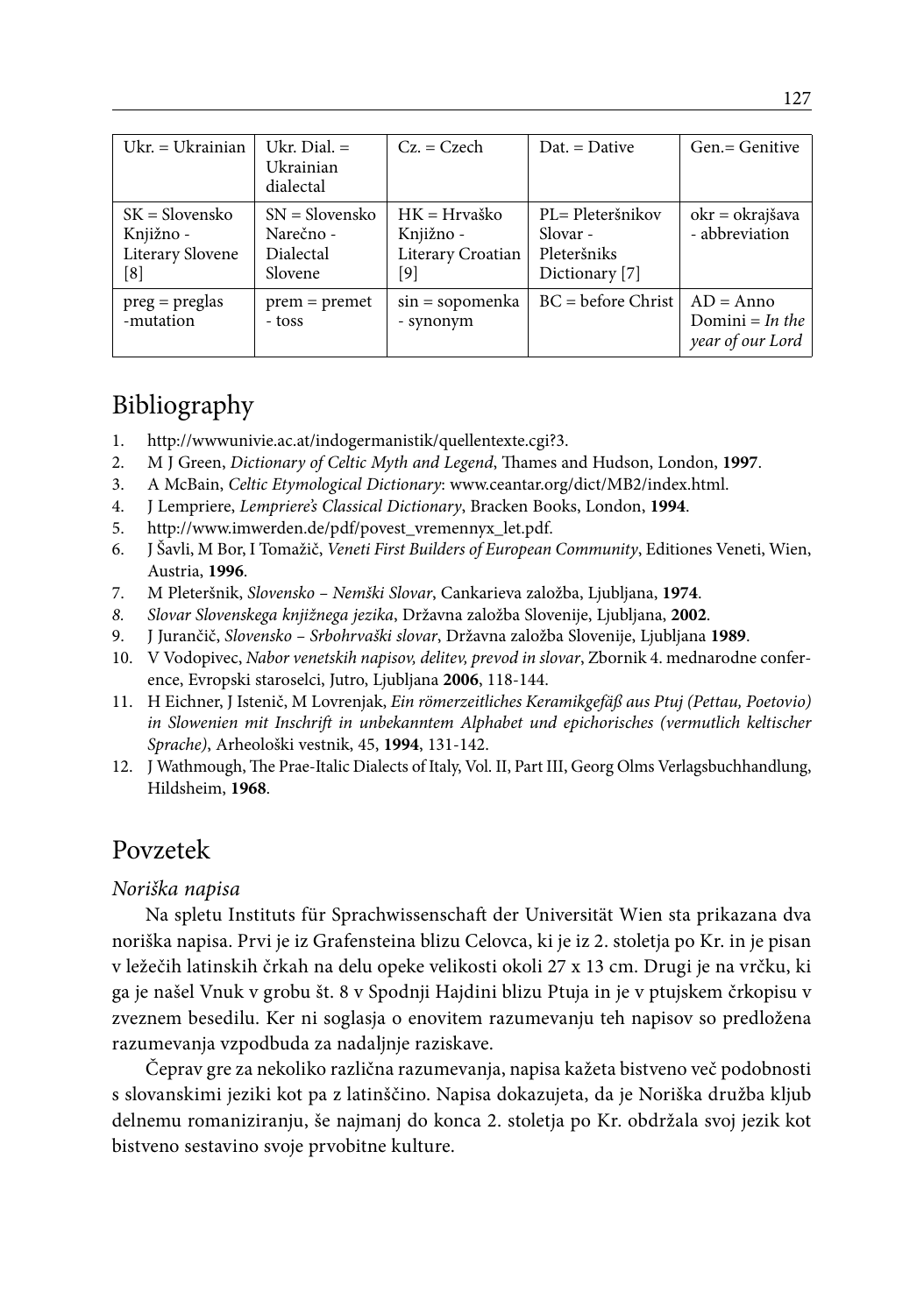| | | | | |
|---|---|---|---|---|
| Ukr. = Ukrainian | Ukr. Dial. = Ukrainian dialectal | Cz. = Czech | Dat. = Dative | Gen.= Genitive |
| SK = Slovensko Književno - Literary Slovene [8] | SN = Slovensko Narečno - Dialectal Slovene | HK = Hrvaško Književno - Literary Croatian [9] | PL= Pleteršnikov Slovar - Pleteršniks Dictionary [7] | okr = okrajšava - abbreviation |
| preg = preglas -mutation | prem = premet - toss | sin = sopomenka - synonym | BC = before Christ | AD = Anno Domini = *In the year of our Lord* |

## Bibliography

1. http://wwwunivie.ac.at/indogermanistik/quellentexte.cgi?3.
2. M J Green, *Dictionary of Celtic Myth and Legend*, Thames and Hudson, London, **1997**.
3. A McBain, *Celtic Etymological Dictionary*: www.ceantar.org/dict/MB2/index.html.
4. J Lempriere, *Lempriere's Classical Dictionary*, Bracken Books, London, **1994**.
5. http://www.imwerden.de/pdf/povest_vremennyx_let.pdf.
6. J Šavli, M Bor, I Tomažič, *Veneti First Builders of European Community*, Editiones Veneti, Wien, Austria, **1996**.
7. M Pleteršnik, *Slovensko – Nemški Slovar*, Cankarieva založba, Ljubljana, **1974**.
8. *Slovar Slovenskega knjižnega jezika*, Državna založba Slovenije, Ljubljana, **2002**.
9. J Jurančič, *Slovensko – Srbohrvaški slovar*, Državna založba Slovenije, Ljubljana **1989**.
10. V Vodopivec, *Nabor venetskih napisov, delitev, prevod in slovar*, Zbornik 4. mednarodne conference, Evropski staroselci, Jutro, Ljubljana **2006**, 118-144.
11. H Eichner, J Istenič, M Lovrenjak, *Ein römerzeitliches Keramikgefäß aus Ptuj (Pettau, Poetovio) in Slowenien mit Inschrift in unbekanntem Alphabet und epichorisches (vermutlich keltischer Sprache)*, Arheološki vestnik, 45, **1994**, 131-142.
12. J Wathmough, The Prae-Italic Dialects of Italy, Vol. II, Part III, Georg Olms Verlagsbuchhandlung, Hildsheim, **1968**.

## Povzetek

*Noriška napisa*

Na spletu Instituts für Sprachwissenschaft der Universität Wien sta prikazana dva noriška napisa. Prvi je iz Grafensteina blizu Celovca, ki je iz 2. stoletja po Kr. in je pisan v ležečih latinskih črkah na delu opeke velikosti okoli 27 x 13 cm. Drugi je na vrčku, ki ga je našel Vnuk v grobu št. 8 v Spodnji Hajdini blizu Ptuja in je v ptujskem črkopisu v zveznem besedilu. Ker ni soglasja o enovitem razumevanju teh napisov so predložena razumevanja vzpodbuda za nadaljnje raziskave.

Čeprav gre za nekoliko različna razumevanja, napisa kažeta bistveno več podobnosti s slovanskimi jeziki kot pa z latinščino. Napisa dokazujeta, da je Noriška družba kljub delnemu romaniziranju, še najmanj do konca 2. stoletja po Kr. obdržala svoj jezik kot bistveno sestavino svoje prvobitne kulture.